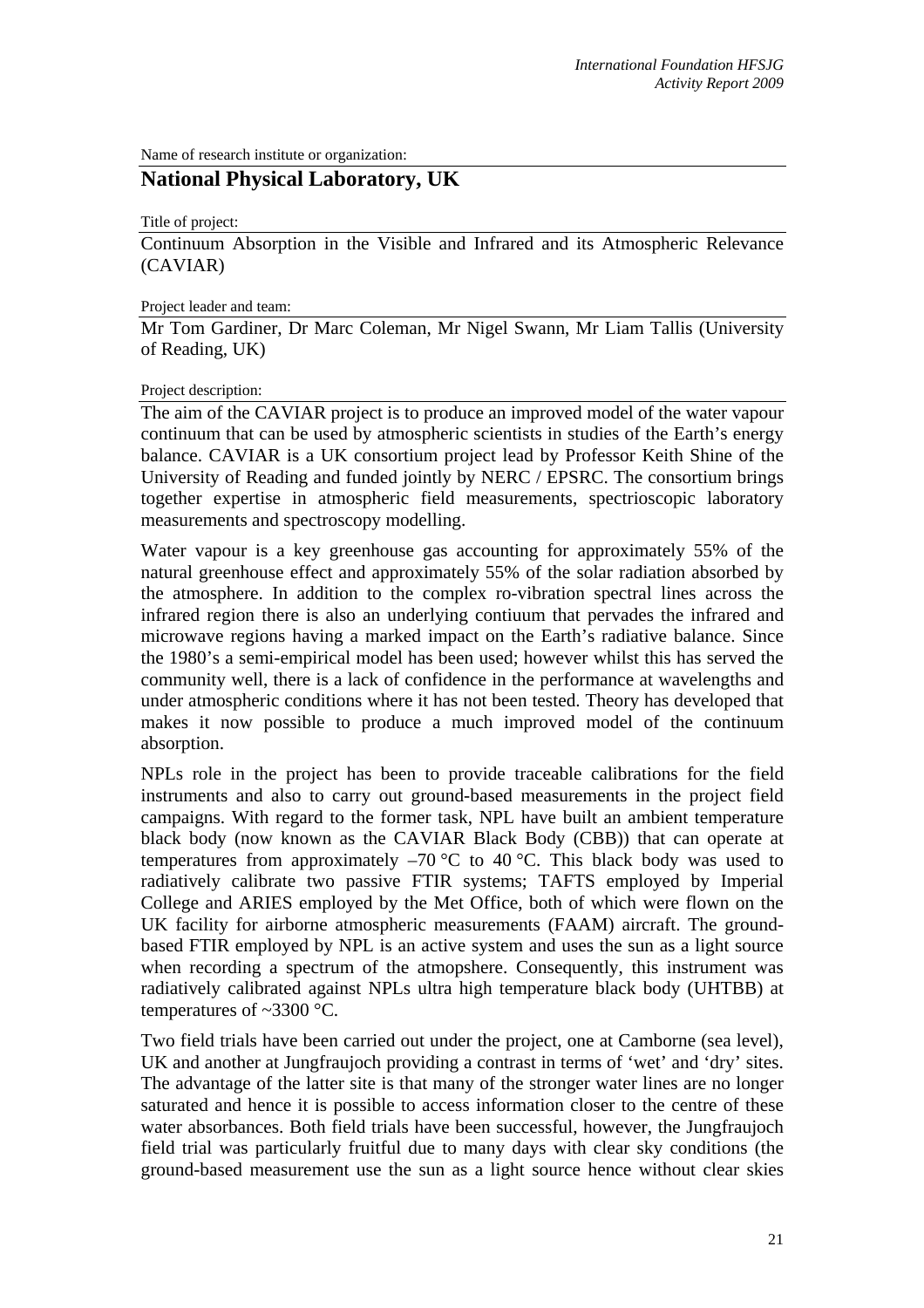Name of research institute or organization:

## National Physical Laboratory, UK

Title of project:

Continuum Absorption in the Visible and Infrared and its Atmospheric Relevance (CAVIAR)

Project leader and team:

Mr Tom Gardiner, Dr Marc Coleman, Mr Nigel Swann, Mr Liam Tallis (University of Reading, UK)

Project description:

The aim of the CAVIAR project is to produce an improved model of the water vapour continuum that can be used by atmospheric scientists in studies of the Earth's energy balance. CAVIAR is a UK consortium project lead by Professor Keith Shine of the University of Reading and funded jointly by NERC / EPSRC. The consortium brings together expertise in atmospheric field measurements, spectrioscopic laboratory measurements and spectroscopy modelling.

Water vapour is a key greenhouse gas accounting for approximately 55% of the natural greenhouse effect and approximately 55% of the solar radiation absorbed by the atmosphere. In addition to the complex ro-vibration spectral lines across the infrared region there is also an underlying contiuum that pervades the infrared and microwave regions having a marked impact on the Earth's radiative balance. Since the 1980's a semi-empirical model has been used; however whilst this has served the community well, there is a lack of confidence in the performance at wavelengths and under atmospheric conditions where it has not been tested. Theory has developed that makes it now possible to produce a much improved model of the continuum absorption.

NPLs role in the project has been to provide traceable calibrations for the field instruments and also to carry out ground-based measurements in the project field campaigns. With regard to the former task, NPL have built an ambient temperature black body (now known as the CAVIAR Black Body (CBB)) that can operate at temperatures from approximately –70 °C to 40 °C. This black body was used to radiatively calibrate two passive FTIR systems; TAFTS employed by Imperial College and ARIES employed by the Met Office, both of which were flown on the UK facility for airborne atmospheric measurements (FAAM) aircraft. The ground-based FTIR employed by NPL is an active system and uses the sun as a light source when recording a spectrum of the atmopshere. Consequently, this instrument was radiatively calibrated against NPLs ultra high temperature black body (UHTBB) at temperatures of ~3300 °C.

Two field trials have been carried out under the project, one at Camborne (sea level), UK and another at Jungfraujoch providing a contrast in terms of 'wet' and 'dry' sites. The advantage of the latter site is that many of the stronger water lines are no longer saturated and hence it is possible to access information closer to the centre of these water absorbances. Both field trials have been successful, however, the Jungfraujoch field trial was particularly fruitful due to many days with clear sky conditions (the ground-based measurement use the sun as a light source hence without clear skies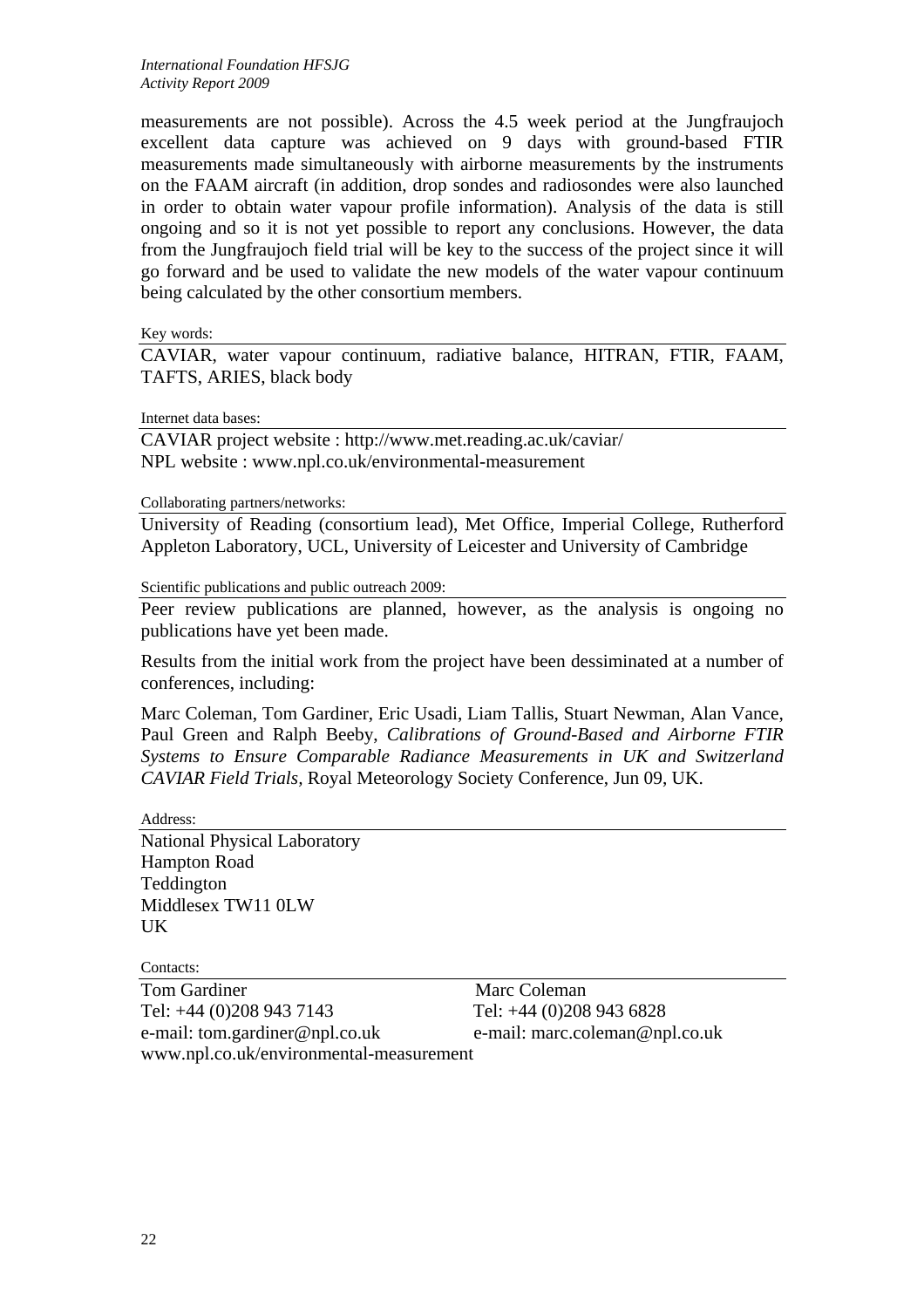measurements are not possible). Across the 4.5 week period at the Jungfraujoch excellent data capture was achieved on 9 days with ground-based FTIR measurements made simultaneously with airborne measurements by the instruments on the FAAM aircraft (in addition, drop sondes and radiosondes were also launched in order to obtain water vapour profile information). Analysis of the data is still ongoing and so it is not yet possible to report any conclusions. However, the data from the Jungfraujoch field trial will be key to the success of the project since it will go forward and be used to validate the new models of the water vapour continuum being calculated by the other consortium members.

Key words:

CAVIAR, water vapour continuum, radiative balance, HITRAN, FTIR, FAAM, TAFTS, ARIES, black body

Internet data bases:

CAVIAR project website : http://www.met.reading.ac.uk/caviar/
NPL website : www.npl.co.uk/environmental-measurement

Collaborating partners/networks:

University of Reading (consortium lead), Met Office, Imperial College, Rutherford Appleton Laboratory, UCL, University of Leicester and University of Cambridge

Scientific publications and public outreach 2009:

Peer review publications are planned, however, as the analysis is ongoing no publications have yet been made.

Results from the initial work from the project have been dessiminated at a number of conferences, including:

Marc Coleman, Tom Gardiner, Eric Usadi, Liam Tallis, Stuart Newman, Alan Vance, Paul Green and Ralph Beeby, *Calibrations of Ground-Based and Airborne FTIR Systems to Ensure Comparable Radiance Measurements in UK and Switzerland CAVIAR Field Trials*, Royal Meteorology Society Conference, Jun 09, UK.

Address:

National Physical Laboratory
Hampton Road
Teddington
Middlesex TW11 0LW
UK

Contacts:

Tom Gardiner
Tel: +44 (0)208 943 7143
e-mail: tom.gardiner@npl.co.uk

Marc Coleman
Tel: +44 (0)208 943 6828
e-mail: marc.coleman@npl.co.uk

www.npl.co.uk/environmental-measurement